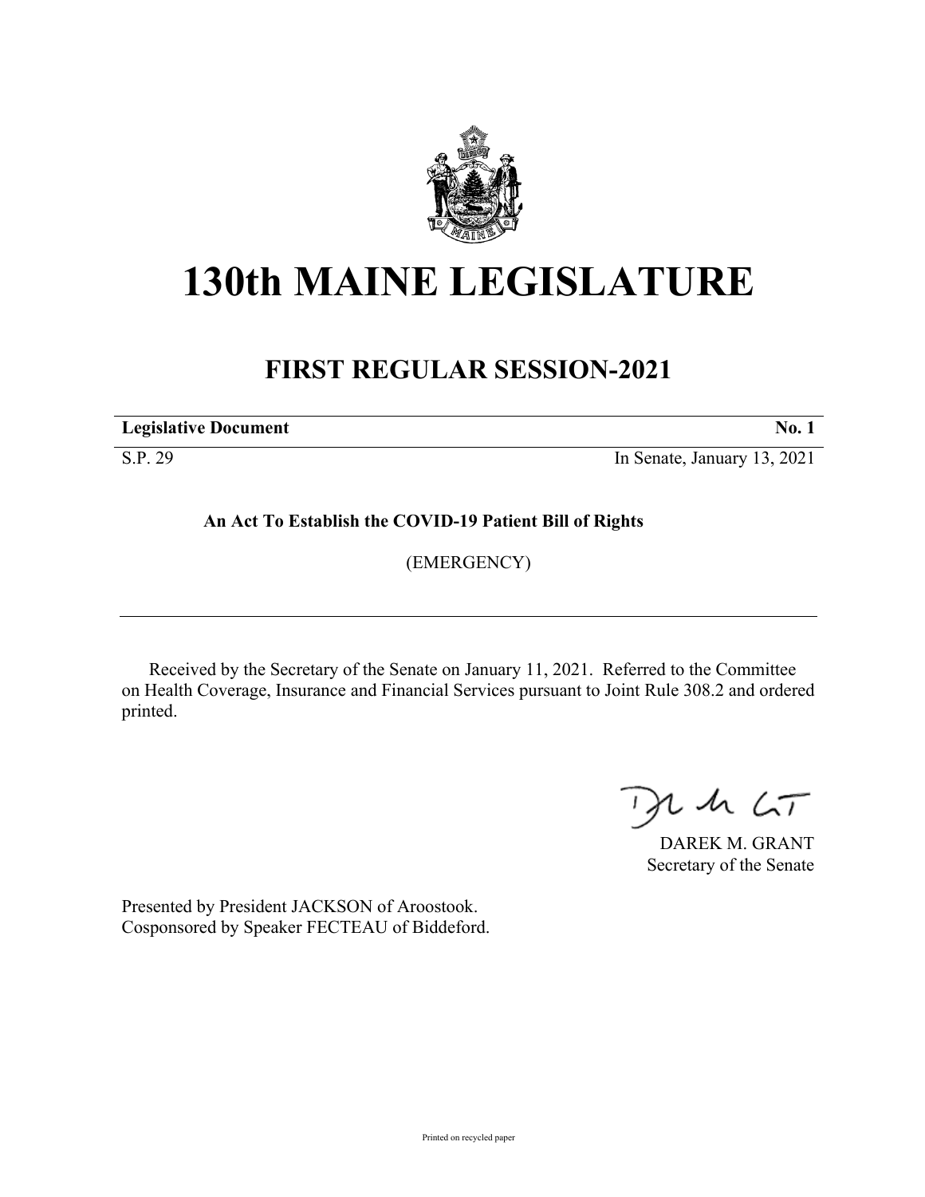# 130th MAINE LEGISLATURE

## FIRST REGULAR SESSION-2021

| **Legislative Document** | **No. 1** |
|---|---|
| S.P. 29 | In Senate, January 13, 2021 |

**An Act To Establish the COVID-19 Patient Bill of Rights**

(EMERGENCY)

Received by the Secretary of the Senate on January 11, 2021. Referred to the Committee on Health Coverage, Insurance and Financial Services pursuant to Joint Rule 308.2 and ordered printed.

DAREK M. GRANT
Secretary of the Senate

Presented by President JACKSON of Aroostook.
Cosponsored by Speaker FECTEAU of Biddeford.

Printed on recycled paper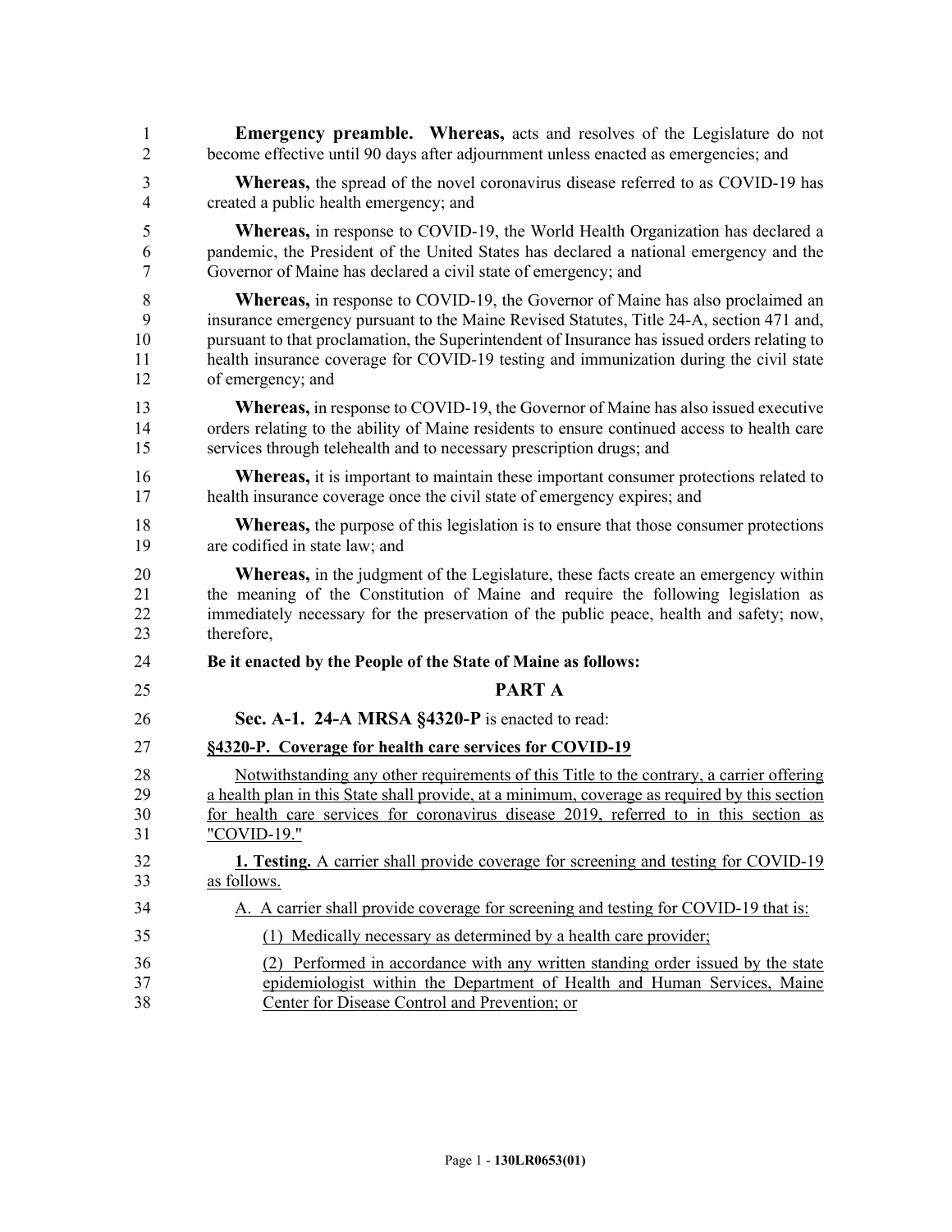**Emergency preamble. Whereas,** acts and resolves of the Legislature do not become effective until 90 days after adjournment unless enacted as emergencies; and

**Whereas,** the spread of the novel coronavirus disease referred to as COVID-19 has created a public health emergency; and

**Whereas,** in response to COVID-19, the World Health Organization has declared a pandemic, the President of the United States has declared a national emergency and the Governor of Maine has declared a civil state of emergency; and

**Whereas,** in response to COVID-19, the Governor of Maine has also proclaimed an insurance emergency pursuant to the Maine Revised Statutes, Title 24-A, section 471 and, pursuant to that proclamation, the Superintendent of Insurance has issued orders relating to health insurance coverage for COVID-19 testing and immunization during the civil state of emergency; and

**Whereas,** in response to COVID-19, the Governor of Maine has also issued executive orders relating to the ability of Maine residents to ensure continued access to health care services through telehealth and to necessary prescription drugs; and

**Whereas,** it is important to maintain these important consumer protections related to health insurance coverage once the civil state of emergency expires; and

**Whereas,** the purpose of this legislation is to ensure that those consumer protections are codified in state law; and

**Whereas,** in the judgment of the Legislature, these facts create an emergency within the meaning of the Constitution of Maine and require the following legislation as immediately necessary for the preservation of the public peace, health and safety; now, therefore,

**Be it enacted by the People of the State of Maine as follows:**

## PART A

**Sec. A-1. 24-A MRSA §4320-P** is enacted to read:

**§4320-P. Coverage for health care services for COVID-19**

Notwithstanding any other requirements of this Title to the contrary, a carrier offering a health plan in this State shall provide, at a minimum, coverage as required by this section for health care services for coronavirus disease 2019, referred to in this section as "COVID-19."

**1. Testing.** A carrier shall provide coverage for screening and testing for COVID-19 as follows.

A. A carrier shall provide coverage for screening and testing for COVID-19 that is:

(1) Medically necessary as determined by a health care provider;

(2) Performed in accordance with any written standing order issued by the state epidemiologist within the Department of Health and Human Services, Maine Center for Disease Control and Prevention; or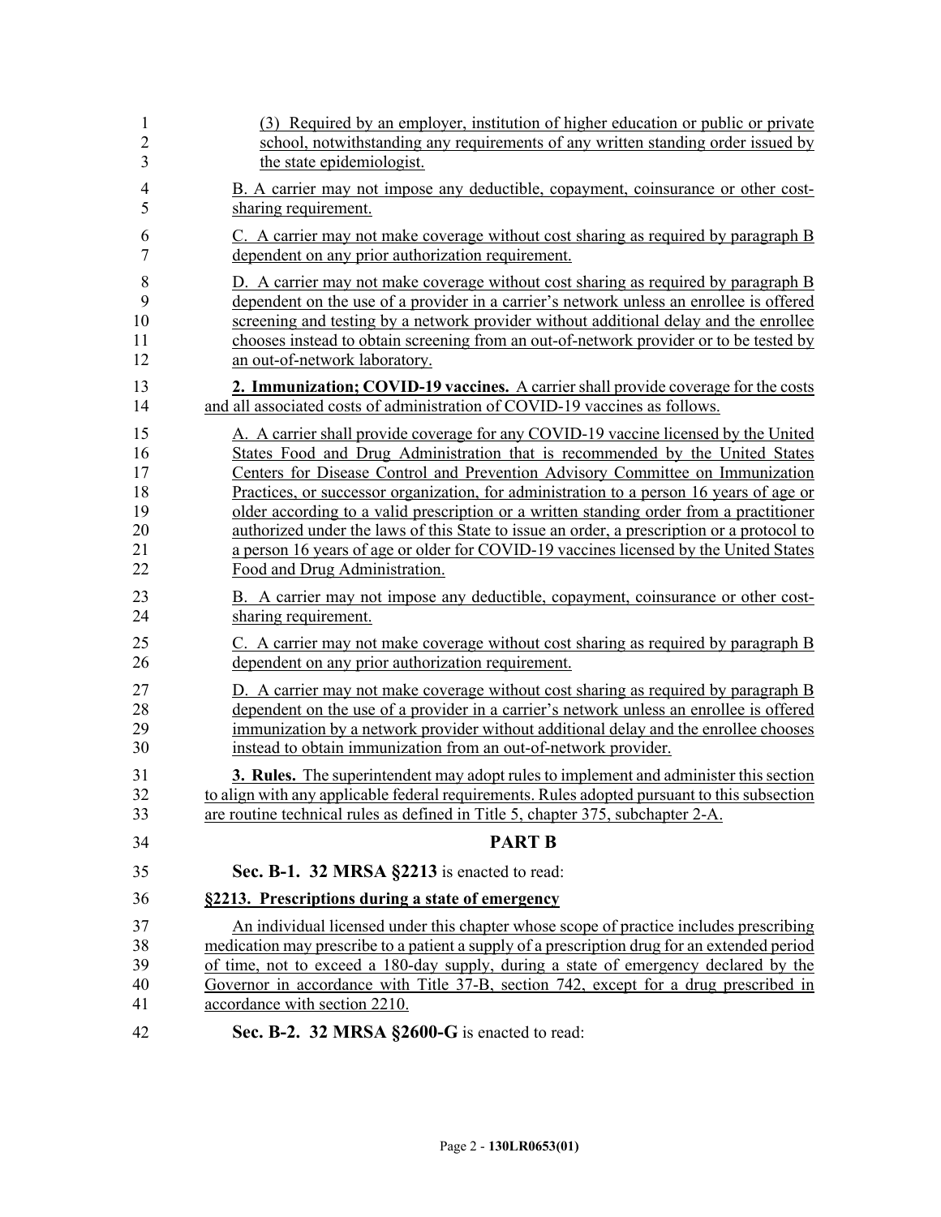(3) Required by an employer, institution of higher education or public or private school, notwithstanding any requirements of any written standing order issued by the state epidemiologist.

B. A carrier may not impose any deductible, copayment, coinsurance or other cost-sharing requirement.

C. A carrier may not make coverage without cost sharing as required by paragraph B dependent on any prior authorization requirement.

D. A carrier may not make coverage without cost sharing as required by paragraph B dependent on the use of a provider in a carrier's network unless an enrollee is offered screening and testing by a network provider without additional delay and the enrollee chooses instead to obtain screening from an out-of-network provider or to be tested by an out-of-network laboratory.

**2. Immunization; COVID-19 vaccines.** A carrier shall provide coverage for the costs and all associated costs of administration of COVID-19 vaccines as follows.

A. A carrier shall provide coverage for any COVID-19 vaccine licensed by the United States Food and Drug Administration that is recommended by the United States Centers for Disease Control and Prevention Advisory Committee on Immunization Practices, or successor organization, for administration to a person 16 years of age or older according to a valid prescription or a written standing order from a practitioner authorized under the laws of this State to issue an order, a prescription or a protocol to a person 16 years of age or older for COVID-19 vaccines licensed by the United States Food and Drug Administration.

B. A carrier may not impose any deductible, copayment, coinsurance or other cost-sharing requirement.

C. A carrier may not make coverage without cost sharing as required by paragraph B dependent on any prior authorization requirement.

D. A carrier may not make coverage without cost sharing as required by paragraph B dependent on the use of a provider in a carrier's network unless an enrollee is offered immunization by a network provider without additional delay and the enrollee chooses instead to obtain immunization from an out-of-network provider.

**3. Rules.** The superintendent may adopt rules to implement and administer this section to align with any applicable federal requirements. Rules adopted pursuant to this subsection are routine technical rules as defined in Title 5, chapter 375, subchapter 2-A.

## PART B

**Sec. B-1. 32 MRSA §2213** is enacted to read:

**§2213. Prescriptions during a state of emergency**

An individual licensed under this chapter whose scope of practice includes prescribing medication may prescribe to a patient a supply of a prescription drug for an extended period of time, not to exceed a 180-day supply, during a state of emergency declared by the Governor in accordance with Title 37-B, section 742, except for a drug prescribed in accordance with section 2210.

**Sec. B-2. 32 MRSA §2600-G** is enacted to read: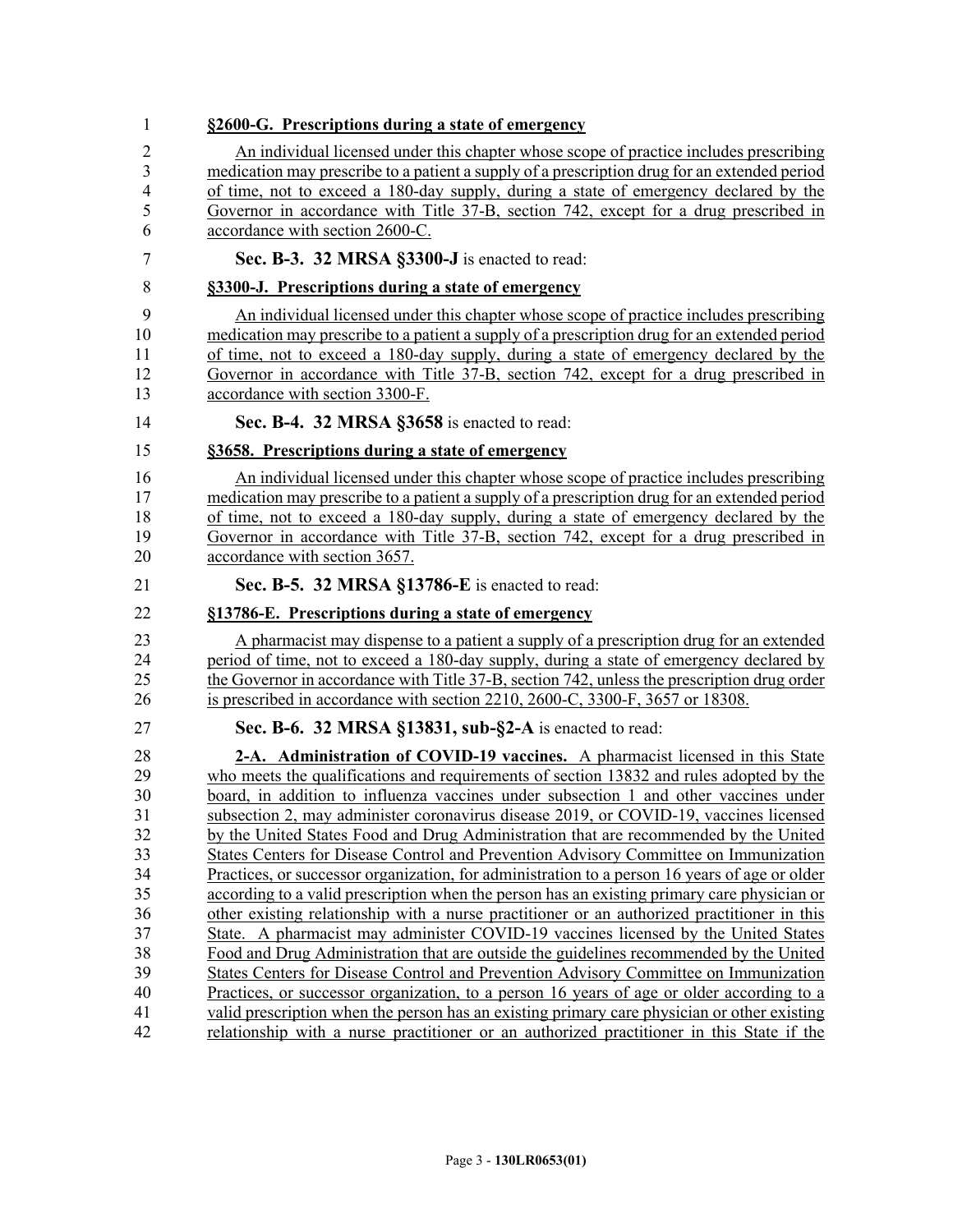**§2600-G. Prescriptions during a state of emergency**

An individual licensed under this chapter whose scope of practice includes prescribing medication may prescribe to a patient a supply of a prescription drug for an extended period of time, not to exceed a 180-day supply, during a state of emergency declared by the Governor in accordance with Title 37-B, section 742, except for a drug prescribed in accordance with section 2600-C.

**Sec. B-3. 32 MRSA §3300-J** is enacted to read:

**§3300-J. Prescriptions during a state of emergency**

An individual licensed under this chapter whose scope of practice includes prescribing medication may prescribe to a patient a supply of a prescription drug for an extended period of time, not to exceed a 180-day supply, during a state of emergency declared by the Governor in accordance with Title 37-B, section 742, except for a drug prescribed in accordance with section 3300-F.

**Sec. B-4. 32 MRSA §3658** is enacted to read:

**§3658. Prescriptions during a state of emergency**

An individual licensed under this chapter whose scope of practice includes prescribing medication may prescribe to a patient a supply of a prescription drug for an extended period of time, not to exceed a 180-day supply, during a state of emergency declared by the Governor in accordance with Title 37-B, section 742, except for a drug prescribed in accordance with section 3657.

**Sec. B-5. 32 MRSA §13786-E** is enacted to read:

**§13786-E. Prescriptions during a state of emergency**

A pharmacist may dispense to a patient a supply of a prescription drug for an extended period of time, not to exceed a 180-day supply, during a state of emergency declared by the Governor in accordance with Title 37-B, section 742, unless the prescription drug order is prescribed in accordance with section 2210, 2600-C, 3300-F, 3657 or 18308.

**Sec. B-6. 32 MRSA §13831, sub-§2-A** is enacted to read:

**2-A. Administration of COVID-19 vaccines.** A pharmacist licensed in this State who meets the qualifications and requirements of section 13832 and rules adopted by the board, in addition to influenza vaccines under subsection 1 and other vaccines under subsection 2, may administer coronavirus disease 2019, or COVID-19, vaccines licensed by the United States Food and Drug Administration that are recommended by the United States Centers for Disease Control and Prevention Advisory Committee on Immunization Practices, or successor organization, for administration to a person 16 years of age or older according to a valid prescription when the person has an existing primary care physician or other existing relationship with a nurse practitioner or an authorized practitioner in this State. A pharmacist may administer COVID-19 vaccines licensed by the United States Food and Drug Administration that are outside the guidelines recommended by the United States Centers for Disease Control and Prevention Advisory Committee on Immunization Practices, or successor organization, to a person 16 years of age or older according to a valid prescription when the person has an existing primary care physician or other existing relationship with a nurse practitioner or an authorized practitioner in this State if the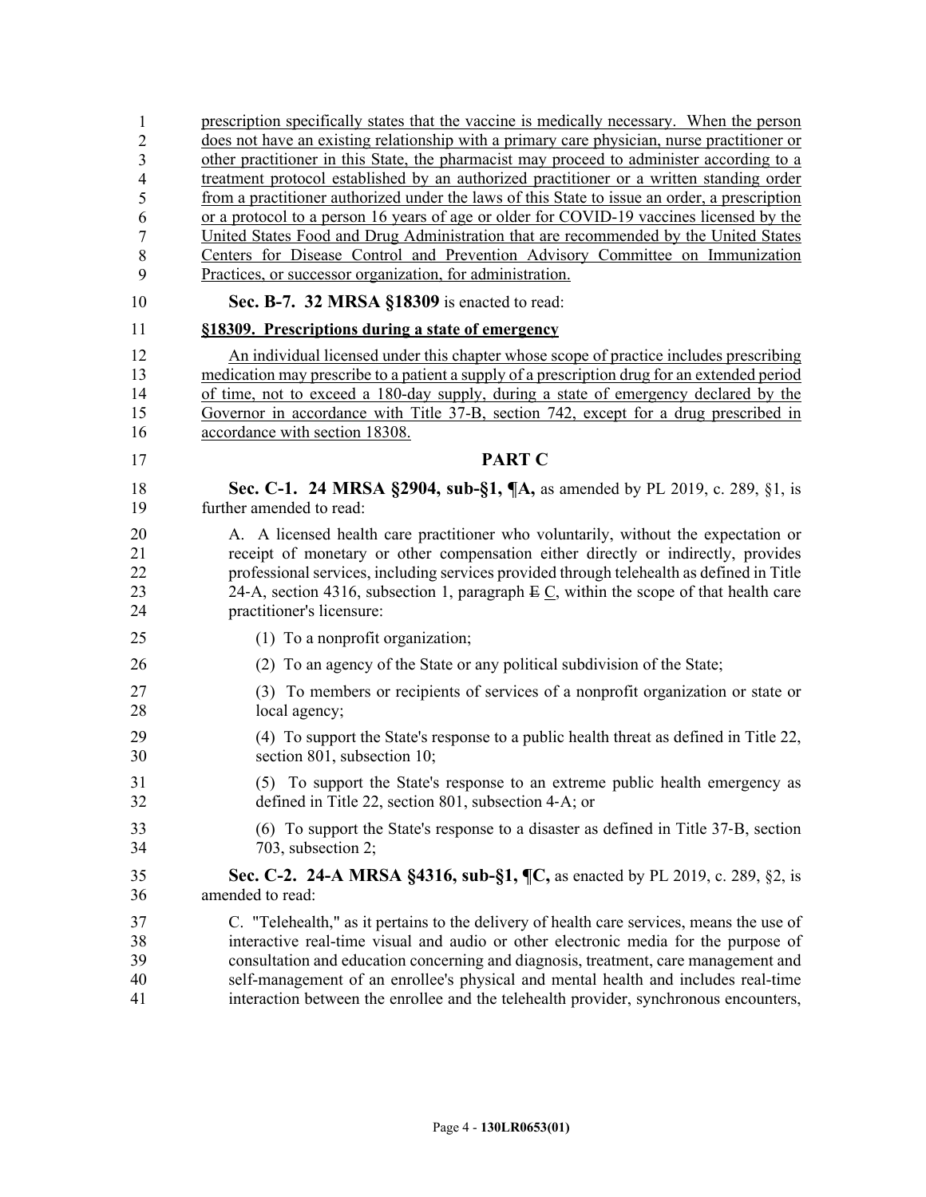prescription specifically states that the vaccine is medically necessary. When the person does not have an existing relationship with a primary care physician, nurse practitioner or other practitioner in this State, the pharmacist may proceed to administer according to a treatment protocol established by an authorized practitioner or a written standing order from a practitioner authorized under the laws of this State to issue an order, a prescription or a protocol to a person 16 years of age or older for COVID-19 vaccines licensed by the United States Food and Drug Administration that are recommended by the United States Centers for Disease Control and Prevention Advisory Committee on Immunization Practices, or successor organization, for administration.

**Sec. B-7. 32 MRSA §18309** is enacted to read:

**§18309. Prescriptions during a state of emergency**

An individual licensed under this chapter whose scope of practice includes prescribing medication may prescribe to a patient a supply of a prescription drug for an extended period of time, not to exceed a 180-day supply, during a state of emergency declared by the Governor in accordance with Title 37-B, section 742, except for a drug prescribed in accordance with section 18308.

## PART C

**Sec. C-1. 24 MRSA §2904, sub-§1, ¶A,** as amended by PL 2019, c. 289, §1, is further amended to read:

A. A licensed health care practitioner who voluntarily, without the expectation or receipt of monetary or other compensation either directly or indirectly, provides professional services, including services provided through telehealth as defined in Title 24-A, section 4316, subsection 1, paragraph ~~E~~ C, within the scope of that health care practitioner's licensure:

(1) To a nonprofit organization;

(2) To an agency of the State or any political subdivision of the State;

(3) To members or recipients of services of a nonprofit organization or state or local agency;

(4) To support the State's response to a public health threat as defined in Title 22, section 801, subsection 10;

(5) To support the State's response to an extreme public health emergency as defined in Title 22, section 801, subsection 4-A; or

(6) To support the State's response to a disaster as defined in Title 37-B, section 703, subsection 2;

**Sec. C-2. 24-A MRSA §4316, sub-§1, ¶C,** as enacted by PL 2019, c. 289, §2, is amended to read:

C. "Telehealth," as it pertains to the delivery of health care services, means the use of interactive real-time visual and audio or other electronic media for the purpose of consultation and education concerning and diagnosis, treatment, care management and self-management of an enrollee's physical and mental health and includes real-time interaction between the enrollee and the telehealth provider, synchronous encounters,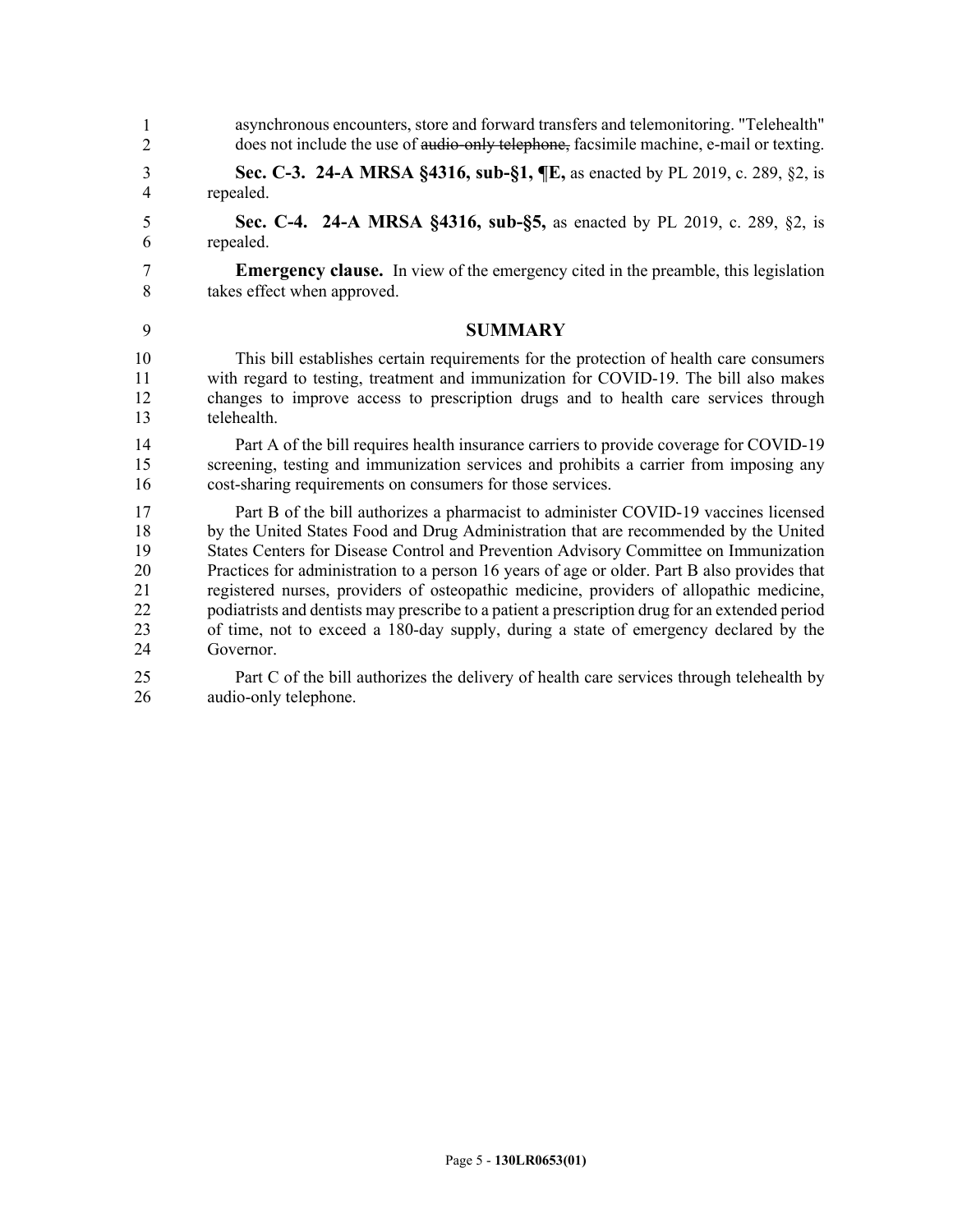asynchronous encounters, store and forward transfers and telemonitoring. "Telehealth" does not include the use of ~~audio-only telephone,~~ facsimile machine, e-mail or texting.

**Sec. C-3. 24-A MRSA §4316, sub-§1, ¶E,** as enacted by PL 2019, c. 289, §2, is repealed.

**Sec. C-4. 24-A MRSA §4316, sub-§5,** as enacted by PL 2019, c. 289, §2, is repealed.

**Emergency clause.** In view of the emergency cited in the preamble, this legislation takes effect when approved.

## SUMMARY

This bill establishes certain requirements for the protection of health care consumers with regard to testing, treatment and immunization for COVID-19. The bill also makes changes to improve access to prescription drugs and to health care services through telehealth.

Part A of the bill requires health insurance carriers to provide coverage for COVID-19 screening, testing and immunization services and prohibits a carrier from imposing any cost-sharing requirements on consumers for those services.

Part B of the bill authorizes a pharmacist to administer COVID-19 vaccines licensed by the United States Food and Drug Administration that are recommended by the United States Centers for Disease Control and Prevention Advisory Committee on Immunization Practices for administration to a person 16 years of age or older. Part B also provides that registered nurses, providers of osteopathic medicine, providers of allopathic medicine, podiatrists and dentists may prescribe to a patient a prescription drug for an extended period of time, not to exceed a 180-day supply, during a state of emergency declared by the Governor.

Part C of the bill authorizes the delivery of health care services through telehealth by audio-only telephone.